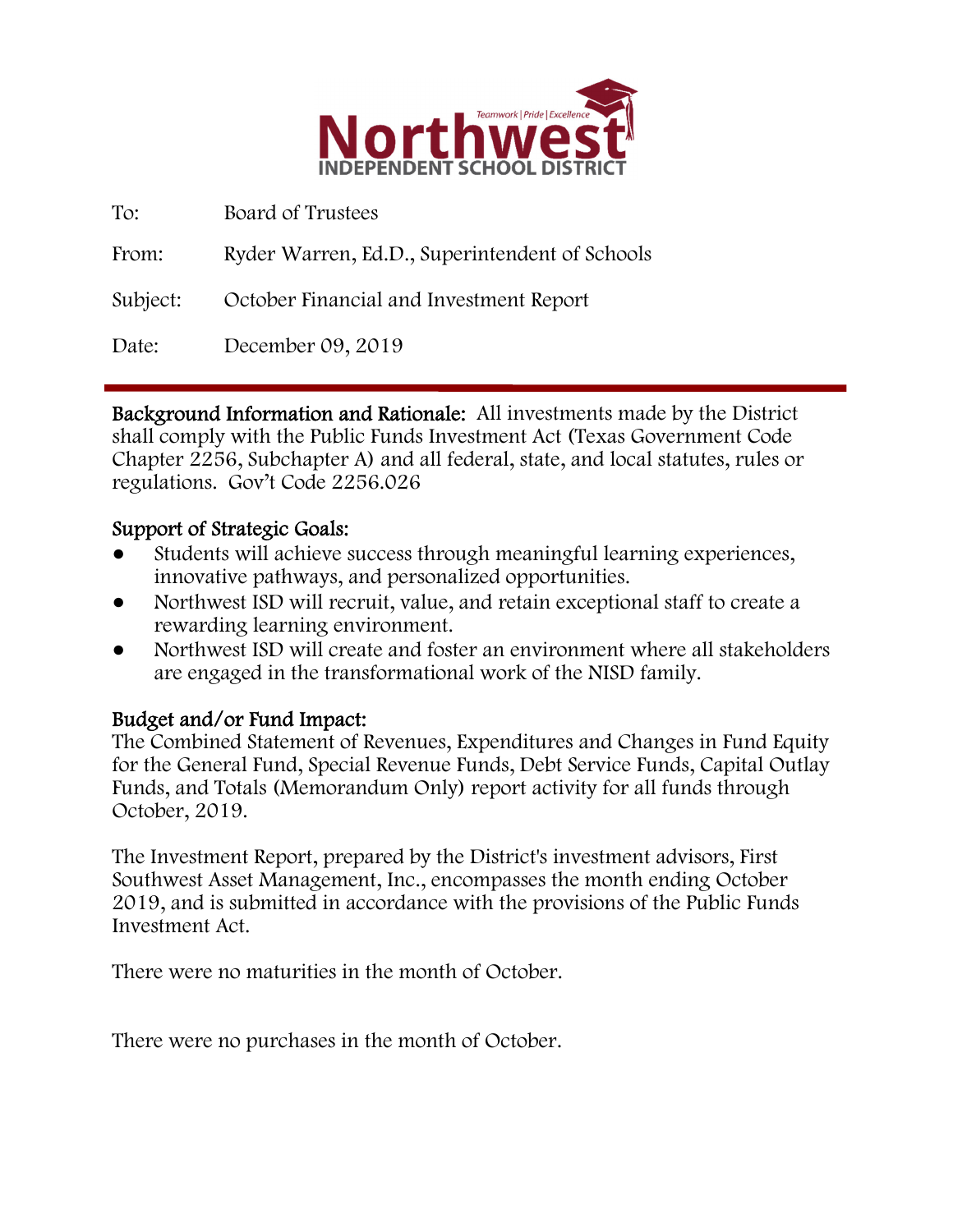# Northwest

Teamwork | Pride | Excellence

INDEPENDENT SCHOOL DISTRICT

To: Board of Trustees

From: Ryder Warren, Ed.D., Superintendent of Schools

Subject: October Financial and Investment Report

Date: December 09, 2019

---

**Background Information and Rationale:** All investments made by the District shall comply with the Public Funds Investment Act (Texas Government Code Chapter 2256, Subchapter A) and all federal, state, and local statutes, rules or regulations. Gov't Code 2256.026

**Support of Strategic Goals:**

- Students will achieve success through meaningful learning experiences, innovative pathways, and personalized opportunities.
- Northwest ISD will recruit, value, and retain exceptional staff to create a rewarding learning environment.
- Northwest ISD will create and foster an environment where all stakeholders are engaged in the transformational work of the NISD family.

**Budget and/or Fund Impact:**

The Combined Statement of Revenues, Expenditures and Changes in Fund Equity for the General Fund, Special Revenue Funds, Debt Service Funds, Capital Outlay Funds, and Totals (Memorandum Only) report activity for all funds through October, 2019.

The Investment Report, prepared by the District's investment advisors, First Southwest Asset Management, Inc., encompasses the month ending October 2019, and is submitted in accordance with the provisions of the Public Funds Investment Act.

There were no maturities in the month of October.

There were no purchases in the month of October.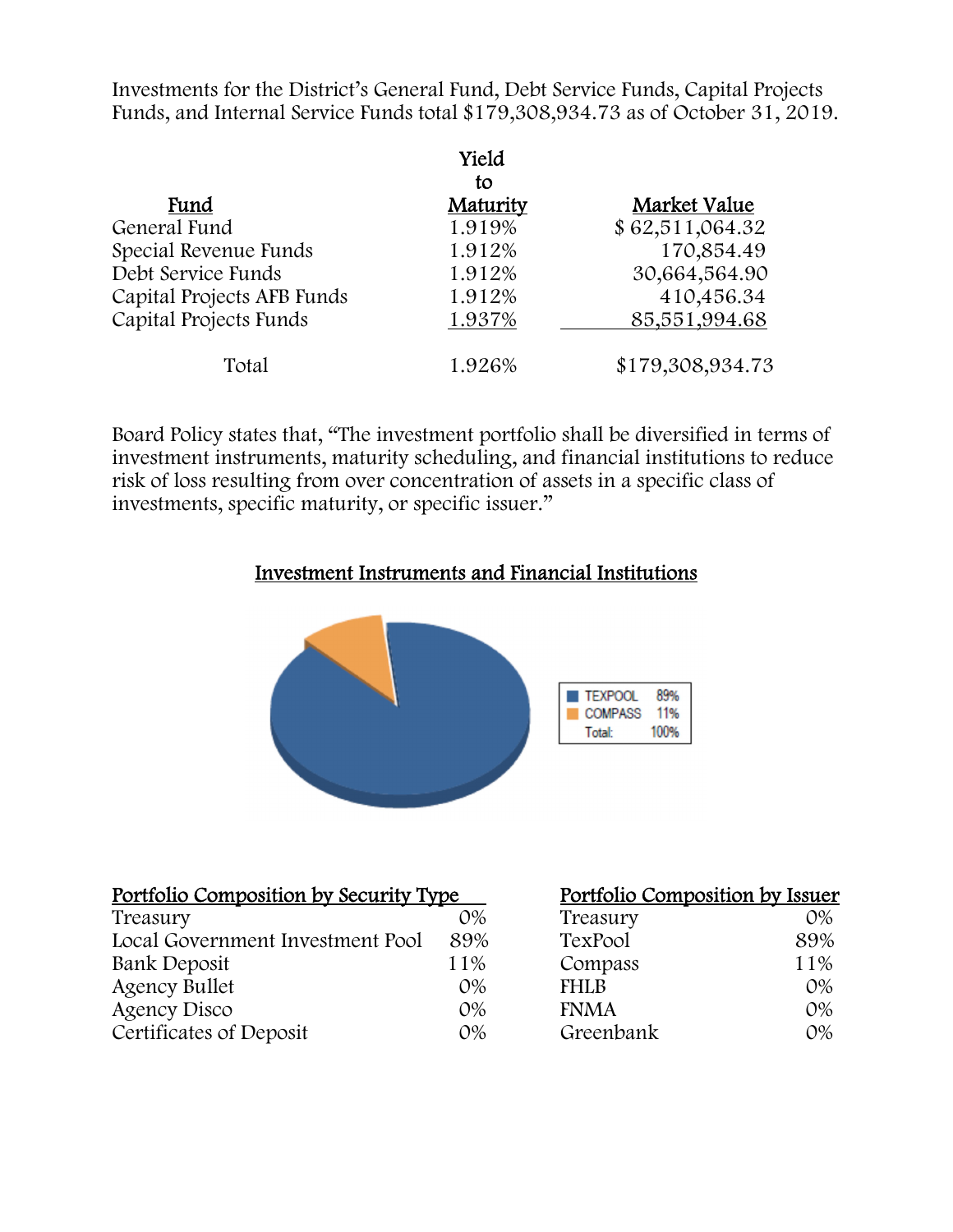Investments for the District's General Fund, Debt Service Funds, Capital Projects Funds, and Internal Service Funds total $179,308,934.73 as of October 31, 2019.

| Fund | Yield to Maturity | Market Value |
|---|---|---|
| General Fund | 1.919% | $ 62,511,064.32 |
| Special Revenue Funds | 1.912% | 170,854.49 |
| Debt Service Funds | 1.912% | 30,664,564.90 |
| Capital Projects AFB Funds | 1.912% | 410,456.34 |
| Capital Projects Funds | 1.937% | 85,551,994.68 |
| Total | 1.926% | $179,308,934.73 |

Board Policy states that, "The investment portfolio shall be diversified in terms of investment instruments, maturity scheduling, and financial institutions to reduce risk of loss resulting from over concentration of assets in a specific class of investments, specific maturity, or specific issuer."

## Investment Instruments and Financial Institutions

| | |
|---|---|
| TEXPOOL | 89% |
| COMPASS | 11% |
| Total: | 100% |

| Portfolio Composition by Security Type | |
|---|---|
| Treasury | 0% |
| Local Government Investment Pool | 89% |
| Bank Deposit | 11% |
| Agency Bullet | 0% |
| Agency Disco | 0% |
| Certificates of Deposit | 0% |

| Portfolio Composition by Issuer | |
|---|---|
| Treasury | 0% |
| TexPool | 89% |
| Compass | 11% |
| FHLB | 0% |
| FNMA | 0% |
| Greenbank | 0% |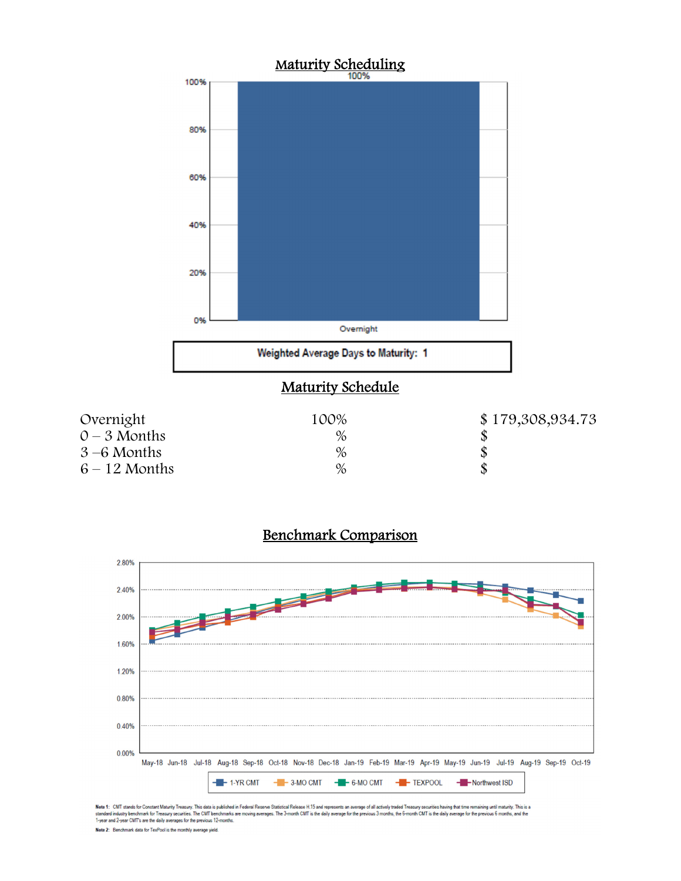## Maturity Scheduling

Weighted Average Days to Maturity: 1

## Maturity Schedule

| | | |
|---|---|---|
| Overnight | 100% | $ 179,308,934.73 |
| 0 – 3 Months | % | $ |
| 3 –6 Months | % | $ |
| 6 – 12 Months | % | $ |

## Benchmark Comparison

**Note 1:** CMT stands for Constant Maturity Treasury. This data is published in Federal Reserve Statistical Release H.15 and represents an average of all actively traded Treasury securities having that time remaining until maturity. This is a standard industry benchmark for Treasury securities. The CMT benchmarks are moving averages. The 3-month CMT is the daily average for the previous 3 months, the 6-month CMT is the daily average for the previous 6 months, and the 1-year and 2-year CMT's are the daily averages for the previous 12-months.

**Note 2:** Benchmark data for TexPool is the monthly average yield.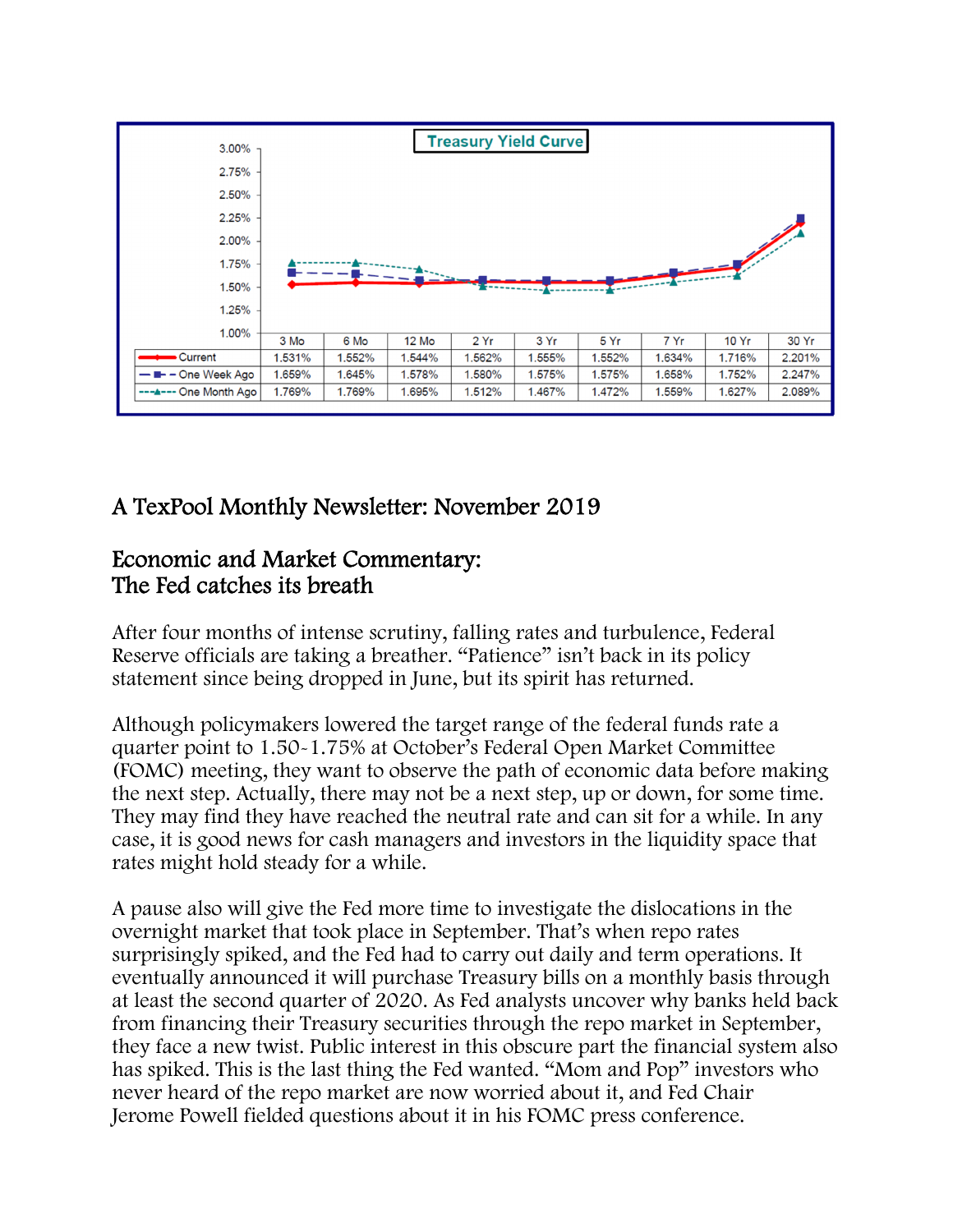**Treasury Yield Curve**

| | 3 Mo | 6 Mo | 12 Mo | 2 Yr | 3 Yr | 5 Yr | 7 Yr | 10 Yr | 30 Yr |
|---|---|---|---|---|---|---|---|---|---|
| Current | 1.531% | 1.552% | 1.544% | 1.562% | 1.555% | 1.552% | 1.634% | 1.716% | 2.201% |
| One Week Ago | 1.659% | 1.645% | 1.578% | 1.580% | 1.575% | 1.575% | 1.658% | 1.752% | 2.247% |
| One Month Ago | 1.769% | 1.769% | 1.695% | 1.512% | 1.467% | 1.472% | 1.559% | 1.627% | 2.089% |

# A TexPool Monthly Newsletter: November 2019

## Economic and Market Commentary: The Fed catches its breath

After four months of intense scrutiny, falling rates and turbulence, Federal Reserve officials are taking a breather. "Patience" isn't back in its policy statement since being dropped in June, but its spirit has returned.

Although policymakers lowered the target range of the federal funds rate a quarter point to 1.50-1.75% at October's Federal Open Market Committee (FOMC) meeting, they want to observe the path of economic data before making the next step. Actually, there may not be a next step, up or down, for some time. They may find they have reached the neutral rate and can sit for a while. In any case, it is good news for cash managers and investors in the liquidity space that rates might hold steady for a while.

A pause also will give the Fed more time to investigate the dislocations in the overnight market that took place in September. That's when repo rates surprisingly spiked, and the Fed had to carry out daily and term operations. It eventually announced it will purchase Treasury bills on a monthly basis through at least the second quarter of 2020. As Fed analysts uncover why banks held back from financing their Treasury securities through the repo market in September, they face a new twist. Public interest in this obscure part the financial system also has spiked. This is the last thing the Fed wanted. "Mom and Pop" investors who never heard of the repo market are now worried about it, and Fed Chair Jerome Powell fielded questions about it in his FOMC press conference.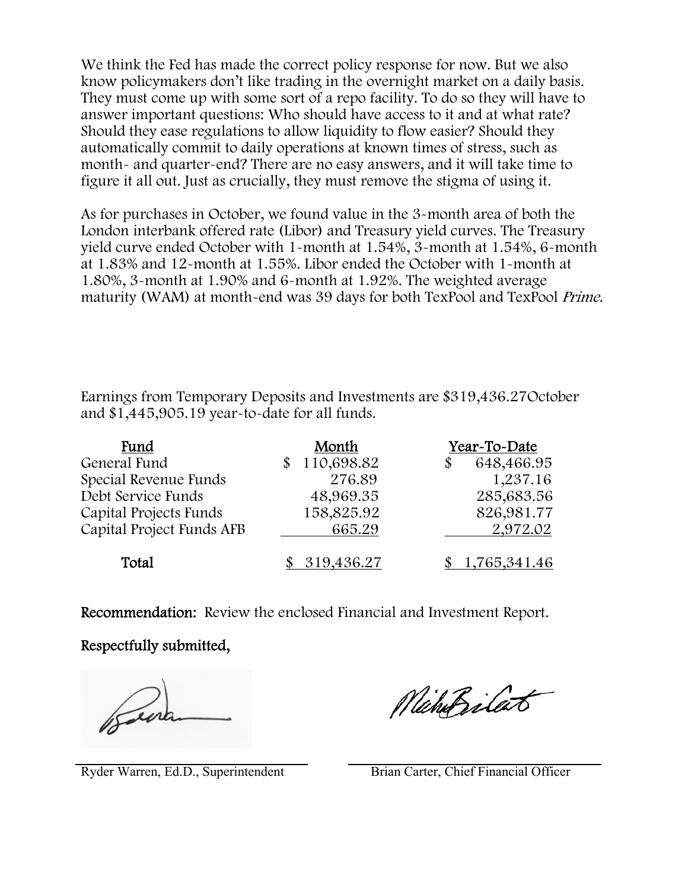We think the Fed has made the correct policy response for now. But we also know policymakers don't like trading in the overnight market on a daily basis. They must come up with some sort of a repo facility. To do so they will have to answer important questions: Who should have access to it and at what rate? Should they ease regulations to allow liquidity to flow easier? Should they automatically commit to daily operations at known times of stress, such as month- and quarter-end? There are no easy answers, and it will take time to figure it all out. Just as crucially, they must remove the stigma of using it.

As for purchases in October, we found value in the 3-month area of both the London interbank offered rate (Libor) and Treasury yield curves. The Treasury yield curve ended October with 1-month at 1.54%, 3-month at 1.54%, 6-month at 1.83% and 12-month at 1.55%. Libor ended the October with 1-month at 1.80%, 3-month at 1.90% and 6-month at 1.92%. The weighted average maturity (WAM) at month-end was 39 days for both TexPool and TexPool *Prime*.

Earnings from Temporary Deposits and Investments are $319,436.27October and $1,445,905.19 year-to-date for all funds.

| Fund | Month | Year-To-Date |
|---|---|---|
| General Fund | $ 110,698.82 | $ 648,466.95 |
| Special Revenue Funds | 276.89 | 1,237.16 |
| Debt Service Funds | 48,969.35 | 285,683.56 |
| Capital Projects Funds | 158,825.92 | 826,981.77 |
| Capital Project Funds AFB | 665.29 | 2,972.02 |
| **Total** | $ 319,436.27 | $ 1,765,341.46 |

**Recommendation:** Review the enclosed Financial and Investment Report.

**Respectfully submitted,**

Ryder Warren, Ed.D., Superintendent

Brian Carter, Chief Financial Officer